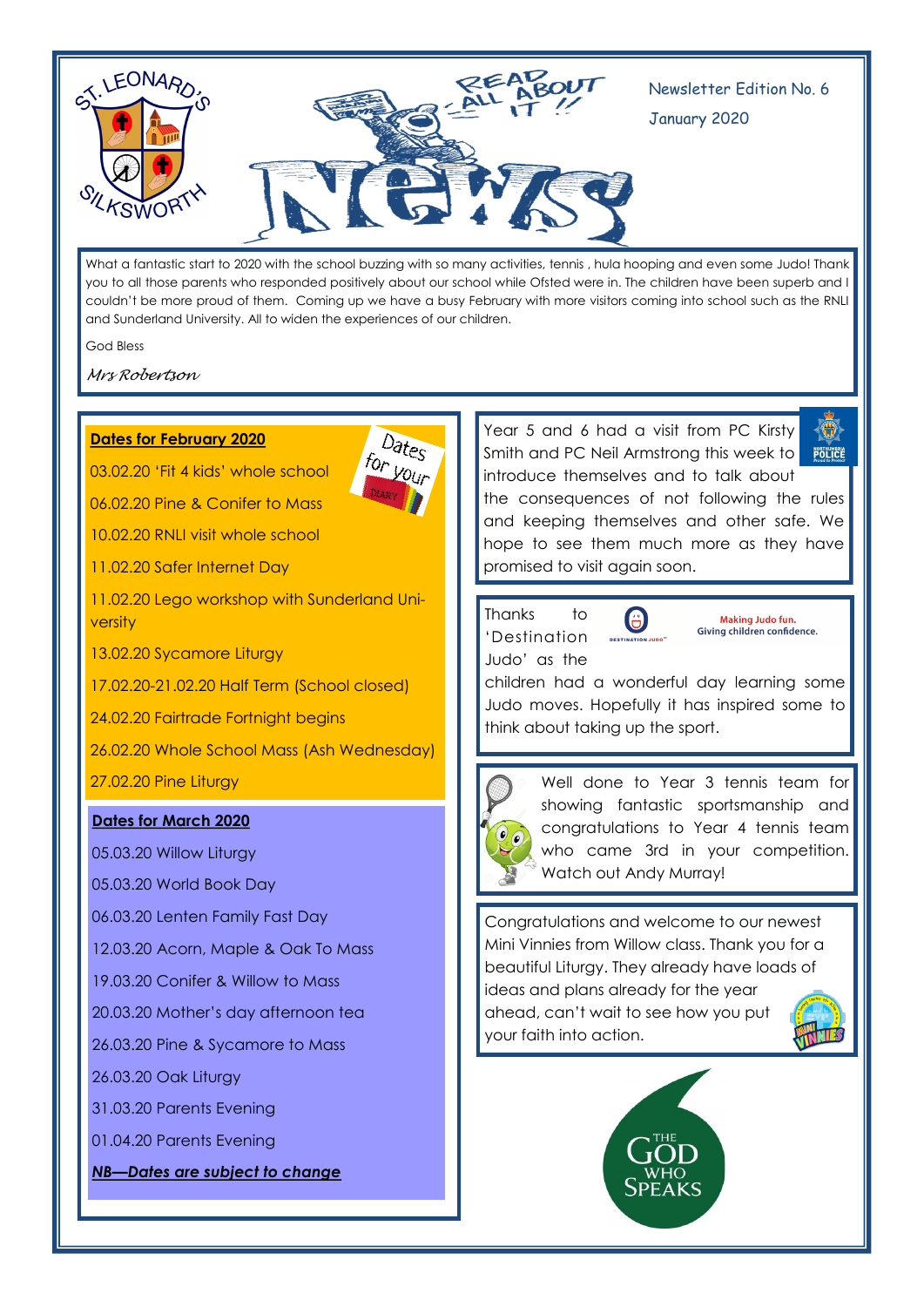# St. Leonard's Silksworth — Read All About It!! News

Newsletter Edition No. 6

January 2020

What a fantastic start to 2020 with the school buzzing with so many activities, tennis , hula hooping and even some Judo! Thank you to all those parents who responded positively about our school while Ofsted were in. The children have been superb and I couldn't be more proud of them. Coming up we have a busy February with more visitors coming into school such as the RNLI and Sunderland University. All to widen the experiences of our children.

God Bless

*Mrs Robertson*

## Dates for February 2020

03.02.20 'Fit 4 kids' whole school

06.02.20 Pine & Conifer to Mass

10.02.20 RNLI visit whole school

11.02.20 Safer Internet Day

11.02.20 Lego workshop with Sunderland University

13.02.20 Sycamore Liturgy

17.02.20-21.02.20 Half Term (School closed)

24.02.20 Fairtrade Fortnight begins

26.02.20 Whole School Mass (Ash Wednesday)

27.02.20 Pine Liturgy

## Dates for March 2020

05.03.20 Willow Liturgy

05.03.20 World Book Day

06.03.20 Lenten Family Fast Day

12.03.20 Acorn, Maple & Oak To Mass

19.03.20 Conifer & Willow to Mass

20.03.20 Mother's day afternoon tea

26.03.20 Pine & Sycamore to Mass

26.03.20 Oak Liturgy

31.03.20 Parents Evening

01.04.20 Parents Evening

***NB—Dates are subject to change***

Year 5 and 6 had a visit from PC Kirsty Smith and PC Neil Armstrong this week to introduce themselves and to talk about the consequences of not following the rules and keeping themselves and other safe. We hope to see them much more as they have promised to visit again soon.

Thanks to 'Destination Judo' as the children had a wonderful day learning some Judo moves. Hopefully it has inspired some to think about taking up the sport.

Making Judo fun. Giving children confidence.

Well done to Year 3 tennis team for showing fantastic sportsmanship and congratulations to Year 4 tennis team who came 3rd in your competition. Watch out Andy Murray!

Congratulations and welcome to our newest Mini Vinnies from Willow class. Thank you for a beautiful Liturgy. They already have loads of ideas and plans already for the year ahead, can't wait to see how you put your faith into action.

The God Who Speaks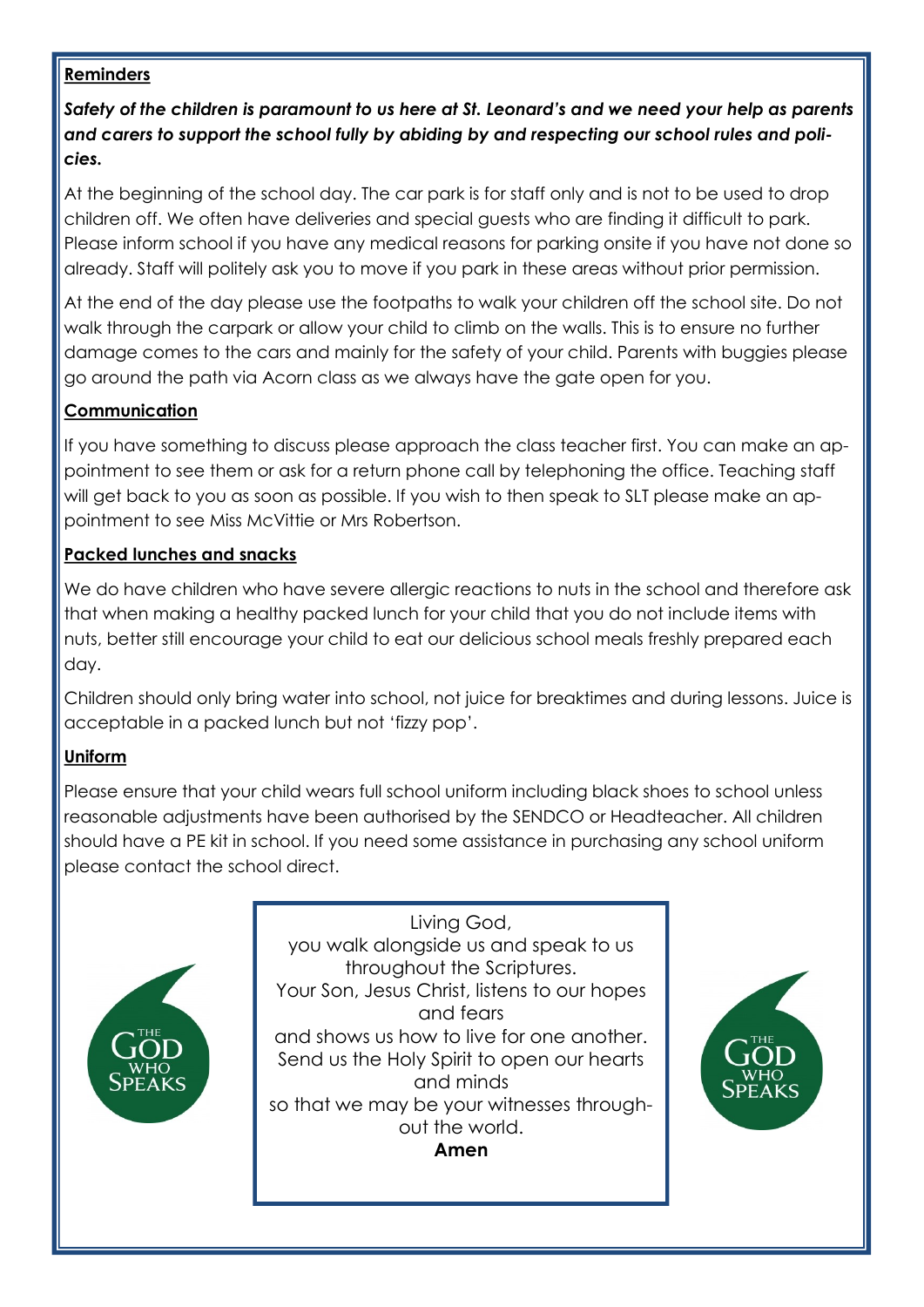**Reminders**

***Safety of the children is paramount to us here at St. Leonard's and we need your help as parents and carers to support the school fully by abiding by and respecting our school rules and policies.***

At the beginning of the school day. The car park is for staff only and is not to be used to drop children off. We often have deliveries and special guests who are finding it difficult to park. Please inform school if you have any medical reasons for parking onsite if you have not done so already. Staff will politely ask you to move if you park in these areas without prior permission.

At the end of the day please use the footpaths to walk your children off the school site. Do not walk through the carpark or allow your child to climb on the walls. This is to ensure no further damage comes to the cars and mainly for the safety of your child. Parents with buggies please go around the path via Acorn class as we always have the gate open for you.

**Communication**

If you have something to discuss please approach the class teacher first. You can make an appointment to see them or ask for a return phone call by telephoning the office. Teaching staff will get back to you as soon as possible. If you wish to then speak to SLT please make an appointment to see Miss McVittie or Mrs Robertson.

**Packed lunches and snacks**

We do have children who have severe allergic reactions to nuts in the school and therefore ask that when making a healthy packed lunch for your child that you do not include items with nuts, better still encourage your child to eat our delicious school meals freshly prepared each day.

Children should only bring water into school, not juice for breaktimes and during lessons. Juice is acceptable in a packed lunch but not 'fizzy pop'.

**Uniform**

Please ensure that your child wears full school uniform including black shoes to school unless reasonable adjustments have been authorised by the SENDCO or Headteacher. All children should have a PE kit in school. If you need some assistance in purchasing any school uniform please contact the school direct.

THE GOD WHO SPEAKS

Living God,
you walk alongside us and speak to us throughout the Scriptures.
Your Son, Jesus Christ, listens to our hopes and fears
and shows us how to live for one another.
Send us the Holy Spirit to open our hearts and minds
so that we may be your witnesses throughout the world.
**Amen**

THE GOD WHO SPEAKS